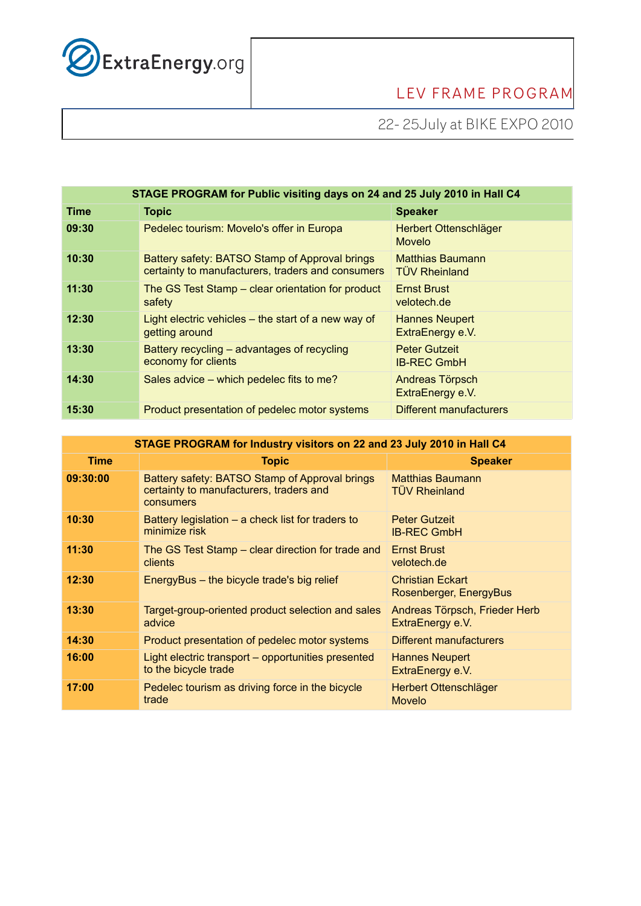ExtraEnergy.org

# LEV FRAME PROGRAM

22- 25July at BIKE EXPO 2010

| STAGE PROGRAM for Public visiting days on 24 and 25 July 2010 in Hall C4 | | |
|---|---|---|
| **Time** | **Topic** | **Speaker** |
| **09:30** | Pedelec tourism: Movelo's offer in Europa | Herbert Ottenschläger<br>Movelo |
| **10:30** | Battery safety: BATSO Stamp of Approval brings certainty to manufacturers, traders and consumers | Matthias Baumann<br>TÜV Rheinland |
| **11:30** | The GS Test Stamp – clear orientation for product safety | Ernst Brust<br>velotech.de |
| **12:30** | Light electric vehicles – the start of a new way of getting around | Hannes Neupert<br>ExtraEnergy e.V. |
| **13:30** | Battery recycling – advantages of recycling economy for clients | Peter Gutzeit<br>IB-REC GmbH |
| **14:30** | Sales advice – which pedelec fits to me? | Andreas Törpsch<br>ExtraEnergy e.V. |
| **15:30** | Product presentation of pedelec motor systems | Different manufacturers |

| STAGE PROGRAM for Industry visitors on 22 and 23 July 2010 in Hall C4 | | |
|---|---|---|
| **Time** | **Topic** | **Speaker** |
| **09:30:00** | Battery safety: BATSO Stamp of Approval brings certainty to manufacturers, traders and consumers | Matthias Baumann<br>TÜV Rheinland |
| **10:30** | Battery legislation – a check list for traders to minimize risk | Peter Gutzeit<br>IB-REC GmbH |
| **11:30** | The GS Test Stamp – clear direction for trade and clients | Ernst Brust<br>velotech.de |
| **12:30** | EnergyBus – the bicycle trade's big relief | Christian Eckart<br>Rosenberger, EnergyBus |
| **13:30** | Target-group-oriented product selection and sales advice | Andreas Törpsch, Frieder Herb<br>ExtraEnergy e.V. |
| **14:30** | Product presentation of pedelec motor systems | Different manufacturers |
| **16:00** | Light electric transport – opportunities presented to the bicycle trade | Hannes Neupert<br>ExtraEnergy e.V. |
| **17:00** | Pedelec tourism as driving force in the bicycle trade | Herbert Ottenschläger<br>Movelo |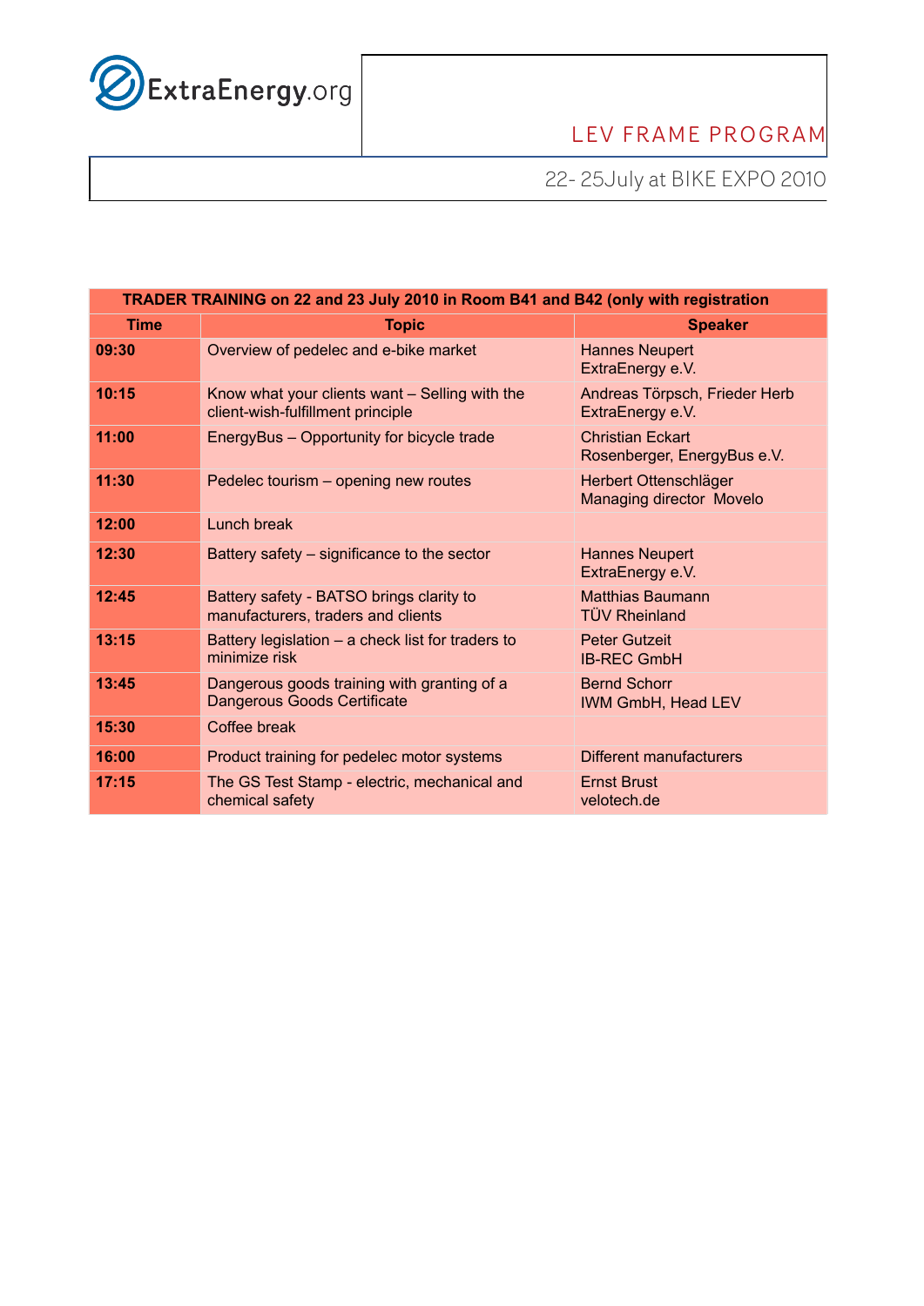ExtraEnergy.org

# LEV FRAME PROGRAM

22- 25July at BIKE EXPO 2010

| TRADER TRAINING on 22 and 23 July 2010 in Room B41 and B42 (only with registration | | |
|---|---|---|
| **Time** | **Topic** | **Speaker** |
| **09:30** | Overview of pedelec and e-bike market | Hannes Neupert<br>ExtraEnergy e.V. |
| **10:15** | Know what your clients want – Selling with the client-wish-fulfillment principle | Andreas Törpsch, Frieder Herb<br>ExtraEnergy e.V. |
| **11:00** | EnergyBus – Opportunity for bicycle trade | Christian Eckart<br>Rosenberger, EnergyBus e.V. |
| **11:30** | Pedelec tourism – opening new routes | Herbert Ottenschläger<br>Managing director Movelo |
| **12:00** | Lunch break | |
| **12:30** | Battery safety – significance to the sector | Hannes Neupert<br>ExtraEnergy e.V. |
| **12:45** | Battery safety - BATSO brings clarity to manufacturers, traders and clients | Matthias Baumann<br>TÜV Rheinland |
| **13:15** | Battery legislation – a check list for traders to minimize risk | Peter Gutzeit<br>IB-REC GmbH |
| **13:45** | Dangerous goods training with granting of a Dangerous Goods Certificate | Bernd Schorr<br>IWM GmbH, Head LEV |
| **15:30** | Coffee break | |
| **16:00** | Product training for pedelec motor systems | Different manufacturers |
| **17:15** | The GS Test Stamp - electric, mechanical and chemical safety | Ernst Brust<br>velotech.de |